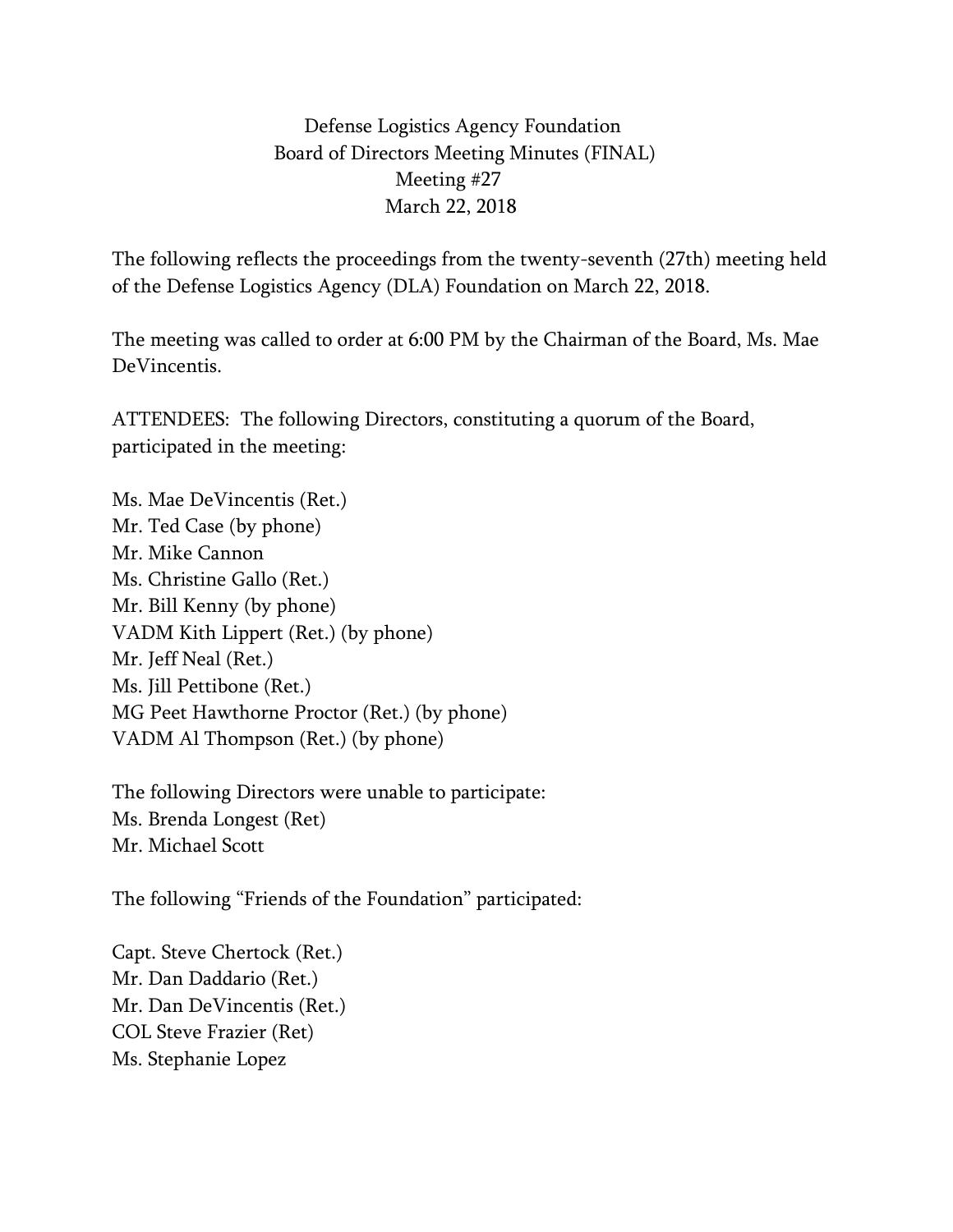# Defense Logistics Agency Foundation
## Board of Directors Meeting Minutes (FINAL)
### Meeting #27
### March 22, 2018

The following reflects the proceedings from the twenty-seventh (27th) meeting held of the Defense Logistics Agency (DLA) Foundation on March 22, 2018.

The meeting was called to order at 6:00 PM by the Chairman of the Board, Ms. Mae DeVincentis.

ATTENDEES: The following Directors, constituting a quorum of the Board, participated in the meeting:

Ms. Mae DeVincentis (Ret.)
Mr. Ted Case (by phone)
Mr. Mike Cannon
Ms. Christine Gallo (Ret.)
Mr. Bill Kenny (by phone)
VADM Kith Lippert (Ret.) (by phone)
Mr. Jeff Neal (Ret.)
Ms. Jill Pettibone (Ret.)
MG Peet Hawthorne Proctor (Ret.) (by phone)
VADM Al Thompson (Ret.) (by phone)

The following Directors were unable to participate:
Ms. Brenda Longest (Ret)
Mr. Michael Scott

The following "Friends of the Foundation" participated:

Capt. Steve Chertock (Ret.)
Mr. Dan Daddario (Ret.)
Mr. Dan DeVincentis (Ret.)
COL Steve Frazier (Ret)
Ms. Stephanie Lopez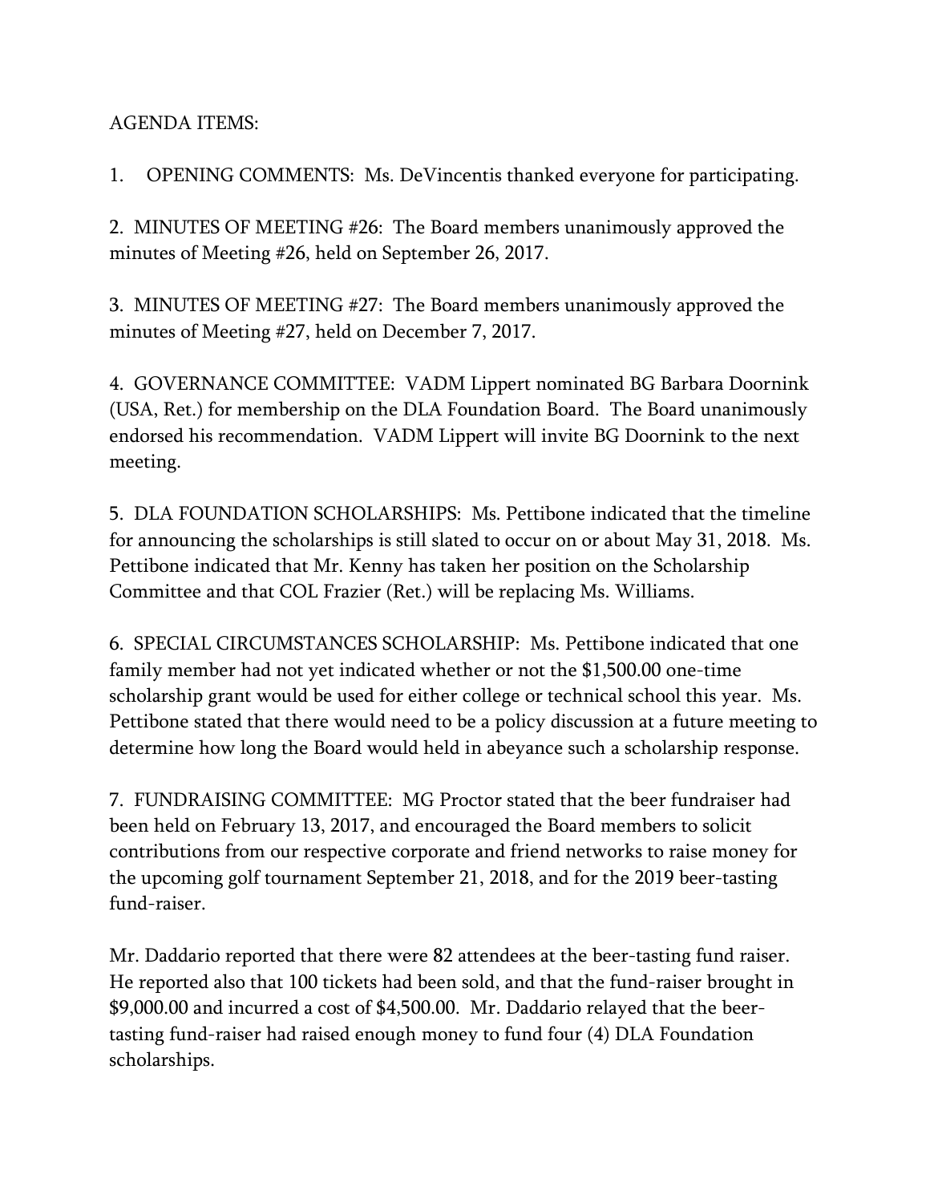AGENDA ITEMS:

1. OPENING COMMENTS: Ms. DeVincentis thanked everyone for participating.

2. MINUTES OF MEETING #26: The Board members unanimously approved the minutes of Meeting #26, held on September 26, 2017.

3. MINUTES OF MEETING #27: The Board members unanimously approved the minutes of Meeting #27, held on December 7, 2017.

4. GOVERNANCE COMMITTEE: VADM Lippert nominated BG Barbara Doornink (USA, Ret.) for membership on the DLA Foundation Board. The Board unanimously endorsed his recommendation. VADM Lippert will invite BG Doornink to the next meeting.

5. DLA FOUNDATION SCHOLARSHIPS: Ms. Pettibone indicated that the timeline for announcing the scholarships is still slated to occur on or about May 31, 2018. Ms. Pettibone indicated that Mr. Kenny has taken her position on the Scholarship Committee and that COL Frazier (Ret.) will be replacing Ms. Williams.

6. SPECIAL CIRCUMSTANCES SCHOLARSHIP: Ms. Pettibone indicated that one family member had not yet indicated whether or not the $1,500.00 one-time scholarship grant would be used for either college or technical school this year. Ms. Pettibone stated that there would need to be a policy discussion at a future meeting to determine how long the Board would held in abeyance such a scholarship response.

7. FUNDRAISING COMMITTEE: MG Proctor stated that the beer fundraiser had been held on February 13, 2017, and encouraged the Board members to solicit contributions from our respective corporate and friend networks to raise money for the upcoming golf tournament September 21, 2018, and for the 2019 beer-tasting fund-raiser.

Mr. Daddario reported that there were 82 attendees at the beer-tasting fund raiser. He reported also that 100 tickets had been sold, and that the fund-raiser brought in $9,000.00 and incurred a cost of $4,500.00. Mr. Daddario relayed that the beer-tasting fund-raiser had raised enough money to fund four (4) DLA Foundation scholarships.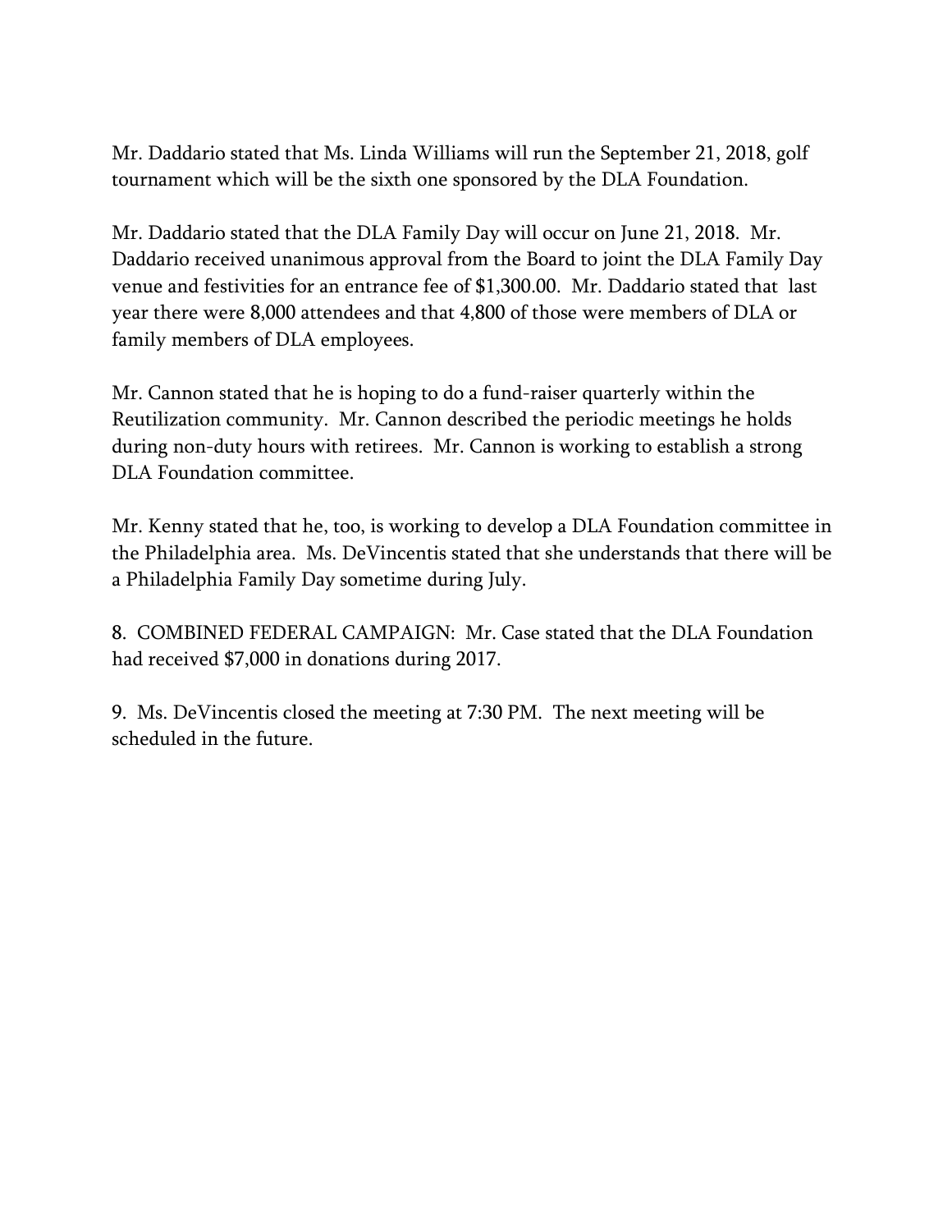Mr. Daddario stated that Ms. Linda Williams will run the September 21, 2018, golf tournament which will be the sixth one sponsored by the DLA Foundation.

Mr. Daddario stated that the DLA Family Day will occur on June 21, 2018. Mr. Daddario received unanimous approval from the Board to joint the DLA Family Day venue and festivities for an entrance fee of $1,300.00. Mr. Daddario stated that last year there were 8,000 attendees and that 4,800 of those were members of DLA or family members of DLA employees.

Mr. Cannon stated that he is hoping to do a fund-raiser quarterly within the Reutilization community. Mr. Cannon described the periodic meetings he holds during non-duty hours with retirees. Mr. Cannon is working to establish a strong DLA Foundation committee.

Mr. Kenny stated that he, too, is working to develop a DLA Foundation committee in the Philadelphia area. Ms. DeVincentis stated that she understands that there will be a Philadelphia Family Day sometime during July.

8. COMBINED FEDERAL CAMPAIGN: Mr. Case stated that the DLA Foundation had received $7,000 in donations during 2017.

9. Ms. DeVincentis closed the meeting at 7:30 PM. The next meeting will be scheduled in the future.